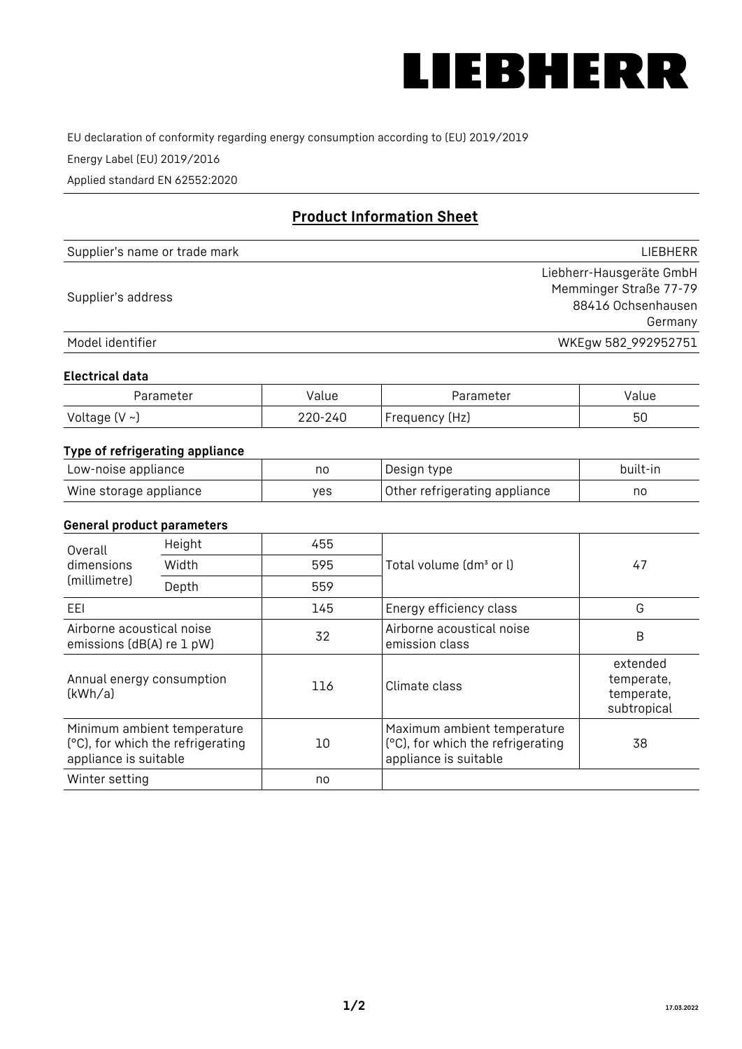LIEBHERR

EU declaration of conformity regarding energy consumption according to (EU) 2019/2019

Energy Label (EU) 2019/2016

Applied standard EN 62552:2020

## Product Information Sheet

| | |
|---|---|
| Supplier's name or trade mark | LIEBHERR |
| Supplier's address | Liebherr-Hausgeräte GmbH<br>Memminger Straße 77-79<br>88416 Ochsenhausen<br>Germany |
| Model identifier | WKEgw 582_992952751 |

### Electrical data

| Parameter | Value | Parameter | Value |
|---|---|---|---|
| Voltage (V ~) | 220-240 | Frequency (Hz) | 50 |

### Type of refrigerating appliance

| | | | |
|---|---|---|---|
| Low-noise appliance | no | Design type | built-in |
| Wine storage appliance | yes | Other refrigerating appliance | no |

### General product parameters

| | | | | |
|---|---|---|---|---|
| Overall dimensions (millimetre) | Height | 455 | Total volume (dm³ or l) | 47 |
| | Width | 595 | | |
| | Depth | 559 | | |
| EEI | | 145 | Energy efficiency class | G |
| Airborne acoustical noise emissions (dB(A) re 1 pW) | | 32 | Airborne acoustical noise emission class | B |
| Annual energy consumption (kWh/a) | | 116 | Climate class | extended temperate, temperate, subtropical |
| Minimum ambient temperature (°C), for which the refrigerating appliance is suitable | | 10 | Maximum ambient temperature (°C), for which the refrigerating appliance is suitable | 38 |
| Winter setting | | no | | |

17.03.2022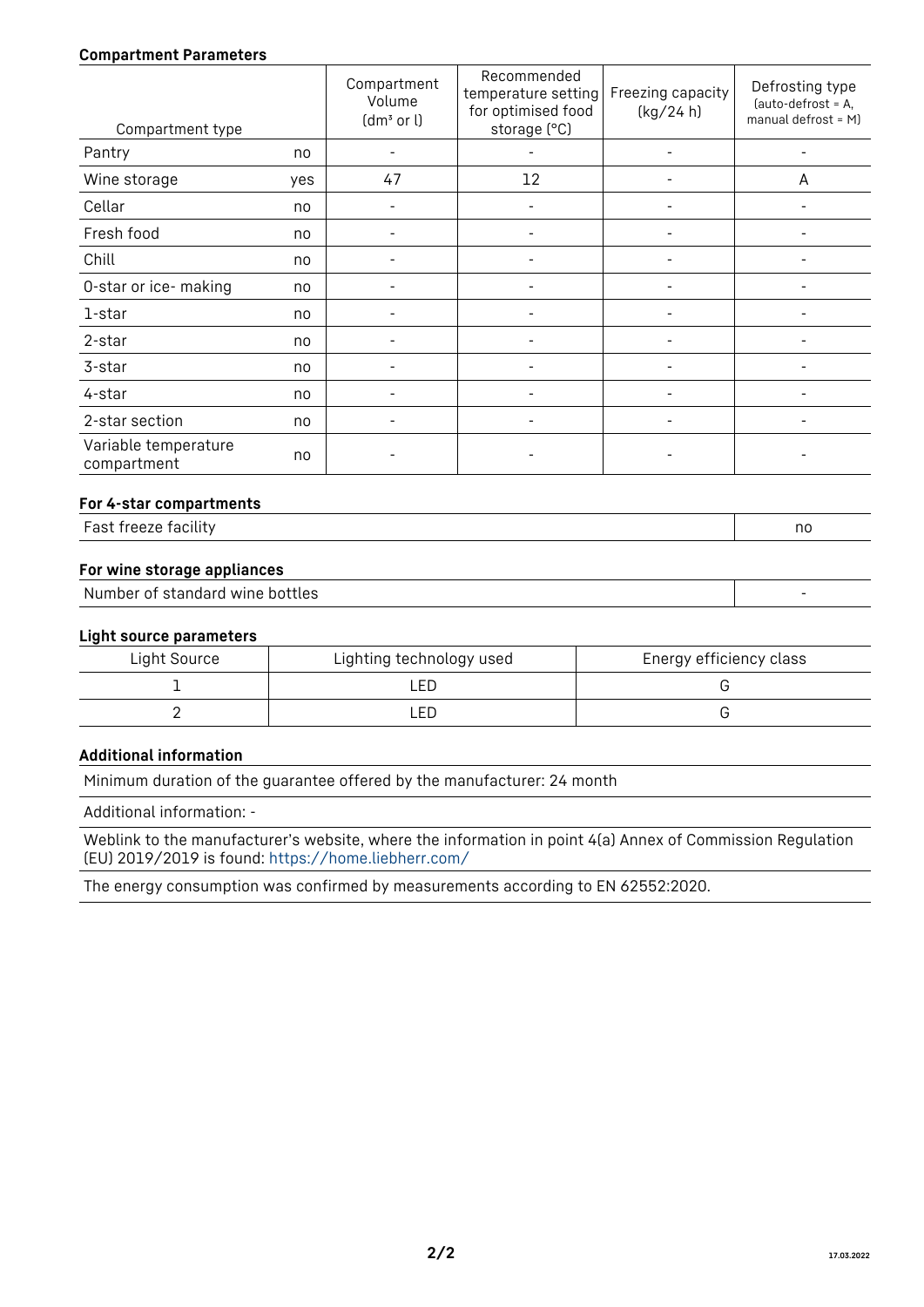**Compartment Parameters**

| Compartment type | | Compartment Volume (dm³ or l) | Recommended temperature setting for optimised food storage (°C) | Freezing capacity (kg/24 h) | Defrosting type (auto-defrost = A, manual defrost = M) |
|---|---|---|---|---|---|
| Pantry | no | - | - | - | - |
| Wine storage | yes | 47 | 12 | - | A |
| Cellar | no | - | - | - | - |
| Fresh food | no | - | - | - | - |
| Chill | no | - | - | - | - |
| 0-star or ice- making | no | - | - | - | - |
| 1-star | no | - | - | - | - |
| 2-star | no | - | - | - | - |
| 3-star | no | - | - | - | - |
| 4-star | no | - | - | - | - |
| 2-star section | no | - | - | - | - |
| Variable temperature compartment | no | - | - | - | - |

**For 4-star compartments**

| | |
|---|---|
| Fast freeze facility | no |

**For wine storage appliances**

| | |
|---|---|
| Number of standard wine bottles | - |

**Light source parameters**

| Light Source | Lighting technology used | Energy efficiency class |
|---|---|---|
| 1 | LED | G |
| 2 | LED | G |

**Additional information**

Minimum duration of the guarantee offered by the manufacturer: 24 month

Additional information: -

Weblink to the manufacturer's website, where the information in point 4(a) Annex of Commission Regulation (EU) 2019/2019 is found: https://home.liebherr.com/

The energy consumption was confirmed by measurements according to EN 62552:2020.

17.03.2022